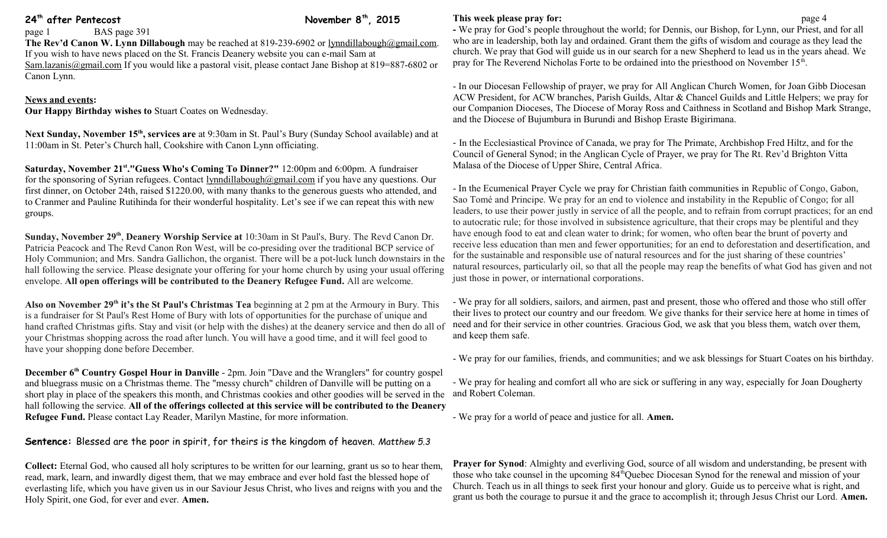## 24th after Pentecost November 8th, 2015

BAS page 391

**The Rev'd Canon W. Lynn Dillabough** may be reached at 819-239-6902 or lynndillabough@gmail.com. If you wish to have news placed on the St. Francis Deanery website you can e-mail Sam at Sam.lazanis@gmail.com If you would like a pastoral visit, please contact Jane Bishop at 819=887-6802 or Canon Lynn.

**News and events:**

**Our Happy Birthday wishes to** Stuart Coates on Wednesday.

**Next Sunday, November 15th, services are** at 9:30am in St. Paul's Bury (Sunday School available) and at 11:00am in St. Peter's Church hall, Cookshire with Canon Lynn officiating.

**Saturday, November 21st."Guess Who's Coming To Dinner?"** 12:00pm and 6:00pm. A fundraiser for the sponsoring of Syrian refugees. Contact lynndillabough@gmail.com if you have any questions. Our first dinner, on October 24th, raised $1220.00, with many thanks to the generous guests who attended, and to Cranmer and Pauline Rutihinda for their wonderful hospitality. Let's see if we can repeat this with new groups.

**Sunday, November 29th**, **Deanery Worship Service at** 10:30am in St Paul's, Bury. The Revd Canon Dr. Patricia Peacock and The Revd Canon Ron West, will be co-presiding over the traditional BCP service of Holy Communion; and Mrs. Sandra Gallichon, the organist. There will be a pot-luck lunch downstairs in the hall following the service. Please designate your offering for your home church by using your usual offering envelope. **All open offerings will be contributed to the Deanery Refugee Fund.** All are welcome.

**Also on November 29th it's the St Paul's Christmas Tea** beginning at 2 pm at the Armoury in Bury. This is a fundraiser for St Paul's Rest Home of Bury with lots of opportunities for the purchase of unique and hand crafted Christmas gifts. Stay and visit (or help with the dishes) at the deanery service and then do all of your Christmas shopping across the road after lunch. You will have a good time, and it will feel good to have your shopping done before December.

**December 6th Country Gospel Hour in Danville** - 2pm. Join "Dave and the Wranglers" for country gospel and bluegrass music on a Christmas theme. The "messy church" children of Danville will be putting on a short play in place of the speakers this month, and Christmas cookies and other goodies will be served in the hall following the service. **All of the offerings collected at this service will be contributed to the Deanery Refugee Fund.** Please contact Lay Reader, Marilyn Mastine, for more information.

**Sentence:** Blessed are the poor in spirit, for theirs is the kingdom of heaven. *Matthew 5.3*

**Collect:** Eternal God, who caused all holy scriptures to be written for our learning, grant us so to hear them, read, mark, learn, and inwardly digest them, that we may embrace and ever hold fast the blessed hope of everlasting life, which you have given us in our Saviour Jesus Christ, who lives and reigns with you and the Holy Spirit, one God, for ever and ever. **Amen.**

**This week please pray for:**

- We pray for God's people throughout the world; for Dennis, our Bishop, for Lynn, our Priest, and for all who are in leadership, both lay and ordained. Grant them the gifts of wisdom and courage as they lead the church. We pray that God will guide us in our search for a new Shepherd to lead us in the years ahead. We pray for The Reverend Nicholas Forte to be ordained into the priesthood on November 15th.

- In our Diocesan Fellowship of prayer, we pray for All Anglican Church Women, for Joan Gibb Diocesan ACW President, for ACW branches, Parish Guilds, Altar & Chancel Guilds and Little Helpers; we pray for our Companion Dioceses, The Diocese of Moray Ross and Caithness in Scotland and Bishop Mark Strange, and the Diocese of Bujumbura in Burundi and Bishop Eraste Bigirimana.

- In the Ecclesiastical Province of Canada, we pray for The Primate, Archbishop Fred Hiltz, and for the Council of General Synod; in the Anglican Cycle of Prayer, we pray for The Rt. Rev'd Brighton Vitta Malasa of the Diocese of Upper Shire, Central Africa.

- In the Ecumenical Prayer Cycle we pray for Christian faith communities in Republic of Congo, Gabon, Sao Tomé and Principe. We pray for an end to violence and instability in the Republic of Congo; for all leaders, to use their power justly in service of all the people, and to refrain from corrupt practices; for an end to autocratic rule; for those involved in subsistence agriculture, that their crops may be plentiful and they have enough food to eat and clean water to drink; for women, who often bear the brunt of poverty and receive less education than men and fewer opportunities; for an end to deforestation and desertification, and for the sustainable and responsible use of natural resources and for the just sharing of these countries' natural resources, particularly oil, so that all the people may reap the benefits of what God has given and not just those in power, or international corporations.

- We pray for all soldiers, sailors, and airmen, past and present, those who offered and those who still offer their lives to protect our country and our freedom. We give thanks for their service here at home in times of need and for their service in other countries. Gracious God, we ask that you bless them, watch over them, and keep them safe.

- We pray for our families, friends, and communities; and we ask blessings for Stuart Coates on his birthday.

- We pray for healing and comfort all who are sick or suffering in any way, especially for Joan Dougherty and Robert Coleman.

- We pray for a world of peace and justice for all. **Amen.**

**Prayer for Synod**: Almighty and everliving God, source of all wisdom and understanding, be present with those who take counsel in the upcoming 84thQuebec Diocesan Synod for the renewal and mission of your Church. Teach us in all things to seek first your honour and glory. Guide us to perceive what is right, and grant us both the courage to pursue it and the grace to accomplish it; through Jesus Christ our Lord. **Amen.**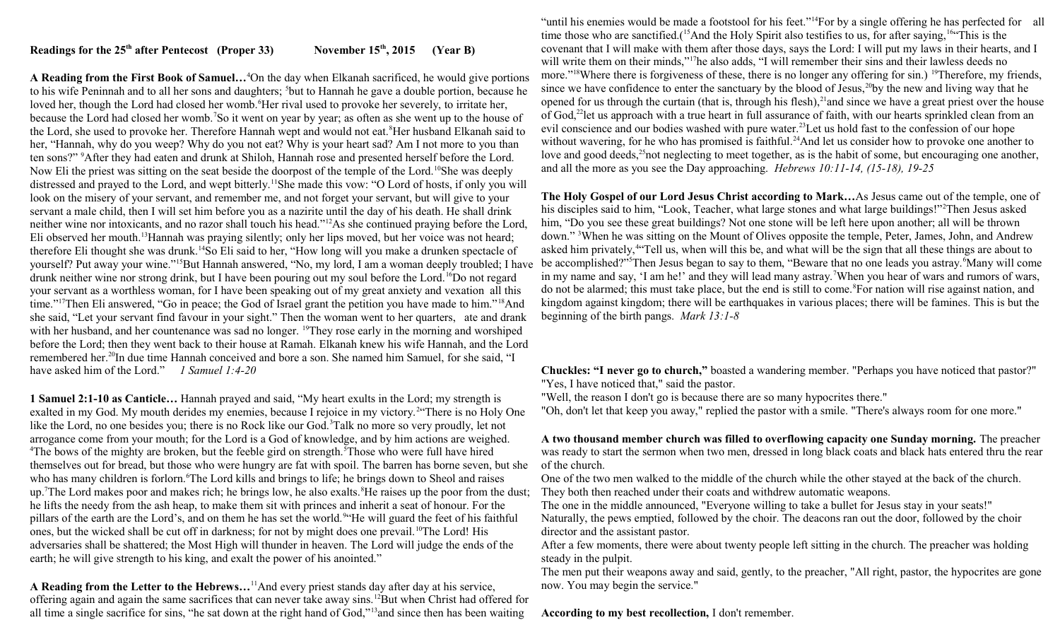**Readings for the 25th after Pentecost (Proper 33) November 15th, 2015 (Year B)**

**A Reading from the First Book of Samuel…**[4]On the day when Elkanah sacrificed, he would give portions to his wife Peninnah and to all her sons and daughters; [5]but to Hannah he gave a double portion, because he loved her, though the Lord had closed her womb.[6]Her rival used to provoke her severely, to irritate her, because the Lord had closed her womb.[7]So it went on year by year; as often as she went up to the house of the Lord, she used to provoke her. Therefore Hannah wept and would not eat.[8]Her husband Elkanah said to her, "Hannah, why do you weep? Why do you not eat? Why is your heart sad? Am I not more to you than ten sons?" [9]After they had eaten and drunk at Shiloh, Hannah rose and presented herself before the Lord. Now Eli the priest was sitting on the seat beside the doorpost of the temple of the Lord.[10]She was deeply distressed and prayed to the Lord, and wept bitterly.[11]She made this vow: "O Lord of hosts, if only you will look on the misery of your servant, and remember me, and not forget your servant, but will give to your servant a male child, then I will set him before you as a nazirite until the day of his death. He shall drink neither wine nor intoxicants, and no razor shall touch his head."[12]As she continued praying before the Lord, Eli observed her mouth.[13]Hannah was praying silently; only her lips moved, but her voice was not heard; therefore Eli thought she was drunk.[14]So Eli said to her, "How long will you make a drunken spectacle of yourself? Put away your wine."[15]But Hannah answered, "No, my lord, I am a woman deeply troubled; I have drunk neither wine nor strong drink, but I have been pouring out my soul before the Lord.[16]Do not regard your servant as a worthless woman, for I have been speaking out of my great anxiety and vexation all this time."[17]Then Eli answered, "Go in peace; the God of Israel grant the petition you have made to him."[18]And she said, "Let your servant find favour in your sight." Then the woman went to her quarters, ate and drank with her husband, and her countenance was sad no longer. [19]They rose early in the morning and worshiped before the Lord; then they went back to their house at Ramah. Elkanah knew his wife Hannah, and the Lord remembered her.[20]In due time Hannah conceived and bore a son. She named him Samuel, for she said, "I have asked him of the Lord." *1 Samuel 1:4-20*

**1 Samuel 2:1-10 as Canticle…** Hannah prayed and said, "My heart exults in the Lord; my strength is exalted in my God. My mouth derides my enemies, because I rejoice in my victory.[2]"There is no Holy One like the Lord, no one besides you; there is no Rock like our God.[3]Talk no more so very proudly, let not arrogance come from your mouth; for the Lord is a God of knowledge, and by him actions are weighed. [4]The bows of the mighty are broken, but the feeble gird on strength.[5]Those who were full have hired themselves out for bread, but those who were hungry are fat with spoil. The barren has borne seven, but she who has many children is forlorn.[6]The Lord kills and brings to life; he brings down to Sheol and raises up.[7]The Lord makes poor and makes rich; he brings low, he also exalts.[8]He raises up the poor from the dust; he lifts the needy from the ash heap, to make them sit with princes and inherit a seat of honour. For the pillars of the earth are the Lord's, and on them he has set the world.[9]"He will guard the feet of his faithful ones, but the wicked shall be cut off in darkness; for not by might does one prevail.[10]The Lord! His adversaries shall be shattered; the Most High will thunder in heaven. The Lord will judge the ends of the earth; he will give strength to his king, and exalt the power of his anointed."

**A Reading from the Letter to the Hebrews…**[11]And every priest stands day after day at his service, offering again and again the same sacrifices that can never take away sins.[12]But when Christ had offered for all time a single sacrifice for sins, "he sat down at the right hand of God,"[13]and since then has been waiting "until his enemies would be made a footstool for his feet."[14]For by a single offering he has perfected for all time those who are sanctified.([15]And the Holy Spirit also testifies to us, for after saying,[16]"This is the covenant that I will make with them after those days, says the Lord: I will put my laws in their hearts, and I will write them on their minds,"[17]he also adds, "I will remember their sins and their lawless deeds no more."[18]Where there is forgiveness of these, there is no longer any offering for sin.) [19]Therefore, my friends, since we have confidence to enter the sanctuary by the blood of Jesus,[20]by the new and living way that he opened for us through the curtain (that is, through his flesh),[21]and since we have a great priest over the house of God,[22]let us approach with a true heart in full assurance of faith, with our hearts sprinkled clean from an evil conscience and our bodies washed with pure water.[23]Let us hold fast to the confession of our hope without wavering, for he who has promised is faithful.[24]And let us consider how to provoke one another to love and good deeds,[25]not neglecting to meet together, as is the habit of some, but encouraging one another, and all the more as you see the Day approaching. *Hebrews 10:11-14, (15-18), 19-25*

**The Holy Gospel of our Lord Jesus Christ according to Mark…**As Jesus came out of the temple, one of his disciples said to him, "Look, Teacher, what large stones and what large buildings!"[2]Then Jesus asked him, "Do you see these great buildings? Not one stone will be left here upon another; all will be thrown down." [3]When he was sitting on the Mount of Olives opposite the temple, Peter, James, John, and Andrew asked him privately,[4]"Tell us, when will this be, and what will be the sign that all these things are about to be accomplished?"[5]Then Jesus began to say to them, "Beware that no one leads you astray.[6]Many will come in my name and say, 'I am he!' and they will lead many astray.[7]When you hear of wars and rumors of wars, do not be alarmed; this must take place, but the end is still to come.[8]For nation will rise against nation, and kingdom against kingdom; there will be earthquakes in various places; there will be famines. This is but the beginning of the birth pangs. *Mark 13:1-8*

**Chuckles: "I never go to church,"** boasted a wandering member. "Perhaps you have noticed that pastor?"
"Yes, I have noticed that," said the pastor.
"Well, the reason I don't go is because there are so many hypocrites there."
"Oh, don't let that keep you away," replied the pastor with a smile. "There's always room for one more."

**A two thousand member church was filled to overflowing capacity one Sunday morning.** The preacher was ready to start the sermon when two men, dressed in long black coats and black hats entered thru the rear of the church.
One of the two men walked to the middle of the church while the other stayed at the back of the church. They both then reached under their coats and withdrew automatic weapons.
The one in the middle announced, "Everyone willing to take a bullet for Jesus stay in your seats!"
Naturally, the pews emptied, followed by the choir. The deacons ran out the door, followed by the choir director and the assistant pastor.
After a few moments, there were about twenty people left sitting in the church. The preacher was holding steady in the pulpit.
The men put their weapons away and said, gently, to the preacher, "All right, pastor, the hypocrites are gone now. You may begin the service."

**According to my best recollection,** I don't remember.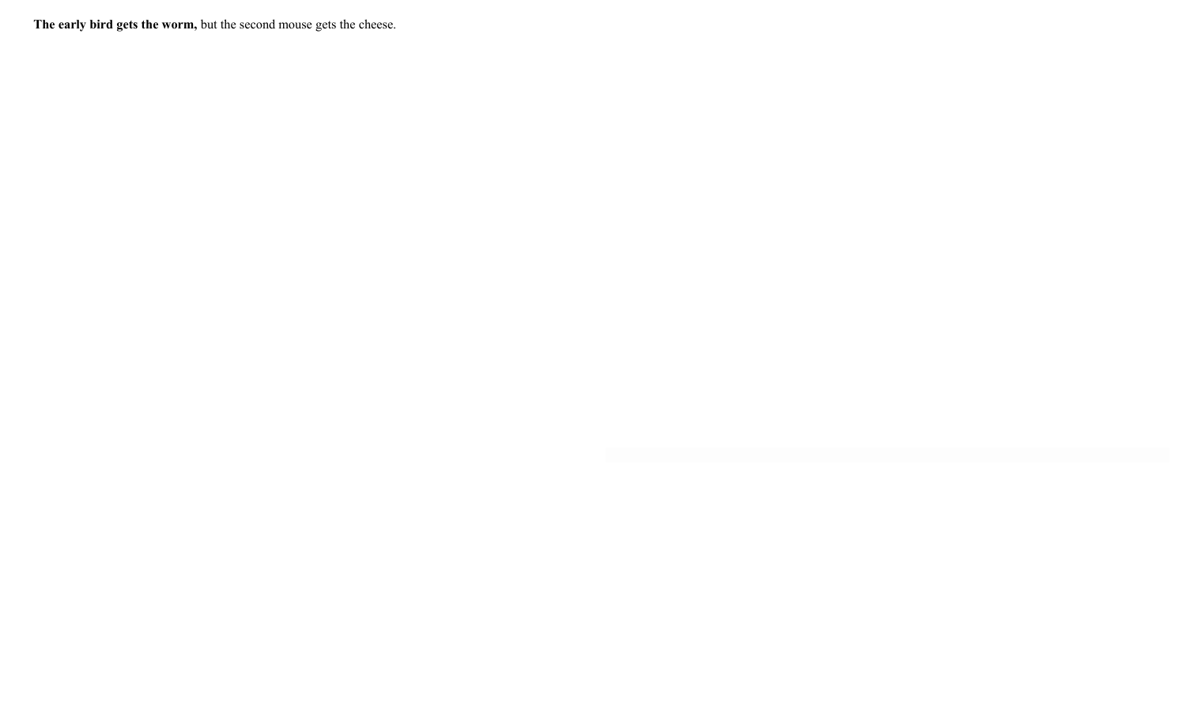**The early bird gets the worm,** but the second mouse gets the cheese.